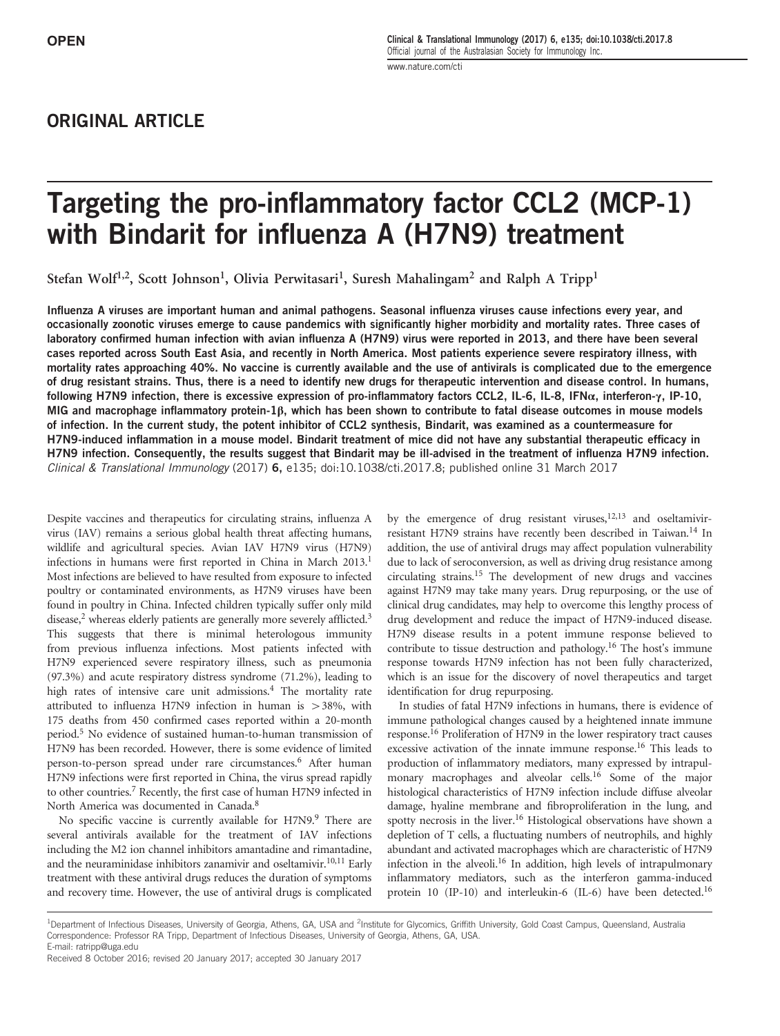OPEN

## ORIGINAL ARTICLE

# Targeting the pro-inflammatory factor CCL2 (MCP-1) with Bindarit for influenza A (H7N9) treatment

Stefan Wolf[1,2], Scott Johnson[1], Olivia Perwitasari[1], Suresh Mahalingam[2] and Ralph A Tripp[1]

**Influenza A viruses are important human and animal pathogens. Seasonal influenza viruses cause infections every year, and occasionally zoonotic viruses emerge to cause pandemics with significantly higher morbidity and mortality rates. Three cases of laboratory confirmed human infection with avian influenza A (H7N9) virus were reported in 2013, and there have been several cases reported across South East Asia, and recently in North America. Most patients experience severe respiratory illness, with mortality rates approaching 40%. No vaccine is currently available and the use of antivirals is complicated due to the emergence of drug resistant strains. Thus, there is a need to identify new drugs for therapeutic intervention and disease control. In humans, following H7N9 infection, there is excessive expression of pro-inflammatory factors CCL2, IL-6, IL-8, IFNα, interferon-γ, IP-10, MIG and macrophage inflammatory protein-1β, which has been shown to contribute to fatal disease outcomes in mouse models of infection. In the current study, the potent inhibitor of CCL2 synthesis, Bindarit, was examined as a countermeasure for H7N9-induced inflammation in a mouse model. Bindarit treatment of mice did not have any substantial therapeutic efficacy in H7N9 infection. Consequently, the results suggest that Bindarit may be ill-advised in the treatment of influenza H7N9 infection.**

*Clinical & Translational Immunology* (2017) **6,** e135; doi:10.1038/cti.2017.8; published online 31 March 2017

Despite vaccines and therapeutics for circulating strains, influenza A virus (IAV) remains a serious global health threat affecting humans, wildlife and agricultural species. Avian IAV H7N9 virus (H7N9) infections in humans were first reported in China in March 2013.[1] Most infections are believed to have resulted from exposure to infected poultry or contaminated environments, as H7N9 viruses have been found in poultry in China. Infected children typically suffer only mild disease,[2] whereas elderly patients are generally more severely afflicted.[3] This suggests that there is minimal heterologous immunity from previous influenza infections. Most patients infected with H7N9 experienced severe respiratory illness, such as pneumonia (97.3%) and acute respiratory distress syndrome (71.2%), leading to high rates of intensive care unit admissions.[4] The mortality rate attributed to influenza H7N9 infection in human is >38%, with 175 deaths from 450 confirmed cases reported within a 20-month period.[5] No evidence of sustained human-to-human transmission of H7N9 has been recorded. However, there is some evidence of limited person-to-person spread under rare circumstances.[6] After human H7N9 infections were first reported in China, the virus spread rapidly to other countries.[7] Recently, the first case of human H7N9 infected in North America was documented in Canada.[8]

No specific vaccine is currently available for H7N9.[9] There are several antivirals available for the treatment of IAV infections including the M2 ion channel inhibitors amantadine and rimantadine, and the neuraminidase inhibitors zanamivir and oseltamivir.[10,11] Early treatment with these antiviral drugs reduces the duration of symptoms and recovery time. However, the use of antiviral drugs is complicated by the emergence of drug resistant viruses,[12,13] and oseltamivir-resistant H7N9 strains have recently been described in Taiwan.[14] In addition, the use of antiviral drugs may affect population vulnerability due to lack of seroconversion, as well as driving drug resistance among circulating strains.[15] The development of new drugs and vaccines against H7N9 may take many years. Drug repurposing, or the use of clinical drug candidates, may help to overcome this lengthy process of drug development and reduce the impact of H7N9-induced disease. H7N9 disease results in a potent immune response believed to contribute to tissue destruction and pathology.[16] The host's immune response towards H7N9 infection has not been fully characterized, which is an issue for the discovery of novel therapeutics and target identification for drug repurposing.

In studies of fatal H7N9 infections in humans, there is evidence of immune pathological changes caused by a heightened innate immune response.[16] Proliferation of H7N9 in the lower respiratory tract causes excessive activation of the innate immune response.[16] This leads to production of inflammatory mediators, many expressed by intrapulmonary macrophages and alveolar cells.[16] Some of the major histological characteristics of H7N9 infection include diffuse alveolar damage, hyaline membrane and fibroproliferation in the lung, and spotty necrosis in the liver.[16] Histological observations have shown a depletion of T cells, a fluctuating numbers of neutrophils, and highly abundant and activated macrophages which are characteristic of H7N9 infection in the alveoli.[16] In addition, high levels of intrapulmonary inflammatory mediators, such as the interferon gamma-induced protein 10 (IP-10) and interleukin-6 (IL-6) have been detected.[16]

[1]Department of Infectious Diseases, University of Georgia, Athens, GA, USA and [2]Institute for Glycomics, Griffith University, Gold Coast Campus, Queensland, Australia
Correspondence: Professor RA Tripp, Department of Infectious Diseases, University of Georgia, Athens, GA, USA.
E-mail: ratripp@uga.edu
Received 8 October 2016; revised 20 January 2017; accepted 30 January 2017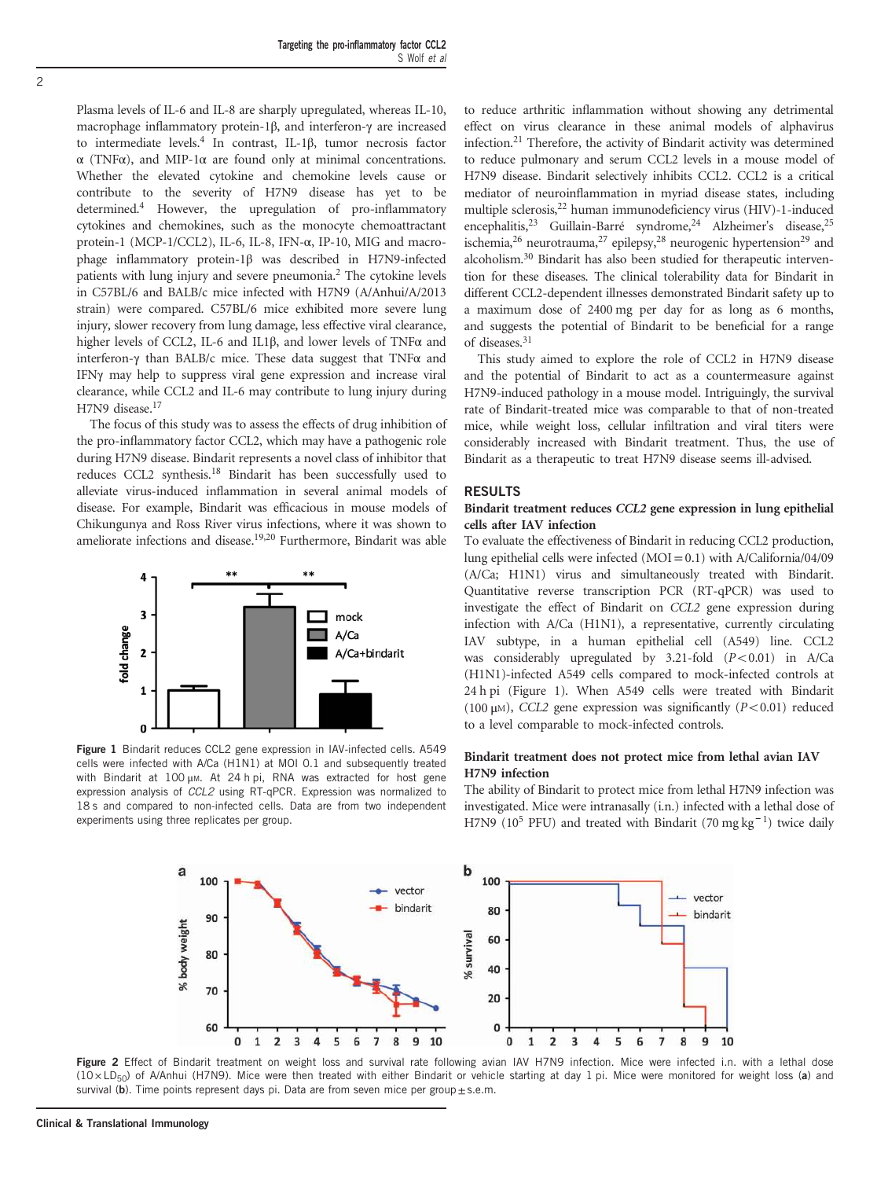Plasma levels of IL-6 and IL-8 are sharply upregulated, whereas IL-10, macrophage inflammatory protein-1β, and interferon-γ are increased to intermediate levels.[4] In contrast, IL-1β, tumor necrosis factor α (TNFα), and MIP-1α are found only at minimal concentrations. Whether the elevated cytokine and chemokine levels cause or contribute to the severity of H7N9 disease has yet to be determined.[4] However, the upregulation of pro-inflammatory cytokines and chemokines, such as the monocyte chemoattractant protein-1 (MCP-1/CCL2), IL-6, IL-8, IFN-α, IP-10, MIG and macrophage inflammatory protein-1β was described in H7N9-infected patients with lung injury and severe pneumonia.[2] The cytokine levels in C57BL/6 and BALB/c mice infected with H7N9 (A/Anhui/A/2013 strain) were compared. C57BL/6 mice exhibited more severe lung injury, slower recovery from lung damage, less effective viral clearance, higher levels of CCL2, IL-6 and IL1β, and lower levels of TNFα and interferon-γ than BALB/c mice. These data suggest that TNFα and IFNγ may help to suppress viral gene expression and increase viral clearance, while CCL2 and IL-6 may contribute to lung injury during H7N9 disease.[17]

The focus of this study was to assess the effects of drug inhibition of the pro-inflammatory factor CCL2, which may have a pathogenic role during H7N9 disease. Bindarit represents a novel class of inhibitor that reduces CCL2 synthesis.[18] Bindarit has been successfully used to alleviate virus-induced inflammation in several animal models of disease. For example, Bindarit was efficacious in mouse models of Chikungunya and Ross River virus infections, where it was shown to ameliorate infections and disease.[19,20] Furthermore, Bindarit was able to reduce arthritic inflammation without showing any detrimental effect on virus clearance in these animal models of alphavirus infection.[21] Therefore, the activity of Bindarit activity was determined to reduce pulmonary and serum CCL2 levels in a mouse model of H7N9 disease. Bindarit selectively inhibits CCL2. CCL2 is a critical mediator of neuroinflammation in myriad disease states, including multiple sclerosis,[22] human immunodeficiency virus (HIV)-1-induced encephalitis,[23] Guillain-Barré syndrome,[24] Alzheimer's disease,[25] ischemia,[26] neurotrauma,[27] epilepsy,[28] neurogenic hypertension[29] and alcoholism.[30] Bindarit has also been studied for therapeutic intervention for these diseases. The clinical tolerability data for Bindarit in different CCL2-dependent illnesses demonstrated Bindarit safety up to a maximum dose of 2400 mg per day for as long as 6 months, and suggests the potential of Bindarit to be beneficial for a range of diseases.[31]

This study aimed to explore the role of CCL2 in H7N9 disease and the potential of Bindarit to act as a countermeasure against H7N9-induced pathology in a mouse model. Intriguingly, the survival rate of Bindarit-treated mice was comparable to that of non-treated mice, while weight loss, cellular infiltration and viral titers were considerably increased with Bindarit treatment. Thus, the use of Bindarit as a therapeutic to treat H7N9 disease seems ill-advised.

Figure 1 Bindarit reduces CCL2 gene expression in IAV-infected cells. A549 cells were infected with A/Ca (H1N1) at MOI 0.1 and subsequently treated with Bindarit at 100 μM. At 24 h pi, RNA was extracted for host gene expression analysis of *CCL2* using RT-qPCR. Expression was normalized to 18 s and compared to non-infected cells. Data are from two independent experiments using three replicates per group.

## RESULTS

### Bindarit treatment reduces *CCL2* gene expression in lung epithelial cells after IAV infection

To evaluate the effectiveness of Bindarit in reducing CCL2 production, lung epithelial cells were infected (MOI = 0.1) with A/California/04/09 (A/Ca; H1N1) virus and simultaneously treated with Bindarit. Quantitative reverse transcription PCR (RT-qPCR) was used to investigate the effect of Bindarit on *CCL2* gene expression during infection with A/Ca (H1N1), a representative, currently circulating IAV subtype, in a human epithelial cell (A549) line. CCL2 was considerably upregulated by 3.21-fold ($P<0.01$) in A/Ca (H1N1)-infected A549 cells compared to mock-infected controls at 24 h pi (Figure 1). When A549 cells were treated with Bindarit (100 μM), *CCL2* gene expression was significantly ($P<0.01$) reduced to a level comparable to mock-infected controls.

### Bindarit treatment does not protect mice from lethal avian IAV H7N9 infection

The ability of Bindarit to protect mice from lethal H7N9 infection was investigated. Mice were intranasally (i.n.) infected with a lethal dose of H7N9 ($10^5$ PFU) and treated with Bindarit (70 mg kg$^{-1}$) twice daily

Figure 2 Effect of Bindarit treatment on weight loss and survival rate following avian IAV H7N9 infection. Mice were infected i.n. with a lethal dose ($10 \times LD_{50}$) of A/Anhui (H7N9). Mice were then treated with either Bindarit or vehicle starting at day 1 pi. Mice were monitored for weight loss (**a**) and survival (**b**). Time points represent days pi. Data are from seven mice per group ± s.e.m.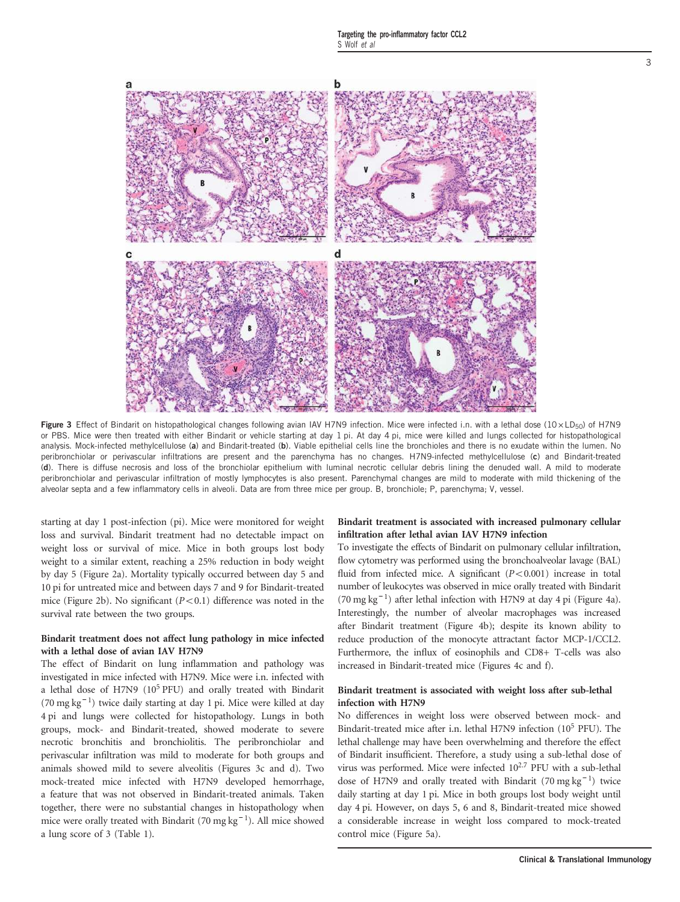Figure 3 Effect of Bindarit on histopathological changes following avian IAV H7N9 infection. Mice were infected i.n. with a lethal dose ($10\times LD_{50}$) of H7N9 or PBS. Mice were then treated with either Bindarit or vehicle starting at day 1 pi. At day 4 pi, mice were killed and lungs collected for histopathological analysis. Mock-infected methylcellulose (**a**) and Bindarit-treated (**b**). Viable epithelial cells line the bronchioles and there is no exudate within the lumen. No peribronchiolar or perivascular infiltrations are present and the parenchyma has no changes. H7N9-infected methylcellulose (**c**) and Bindarit-treated (**d**). There is diffuse necrosis and loss of the bronchiolar epithelium with luminal necrotic cellular debris lining the denuded wall. A mild to moderate peribronchiolar and perivascular infiltration of mostly lymphocytes is also present. Parenchymal changes are mild to moderate with mild thickening of the alveolar septa and a few inflammatory cells in alveoli. Data are from three mice per group. B, bronchiole; P, parenchyma; V, vessel.

starting at day 1 post-infection (pi). Mice were monitored for weight loss and survival. Bindarit treatment had no detectable impact on weight loss or survival of mice. Mice in both groups lost body weight to a similar extent, reaching a 25% reduction in body weight by day 5 (Figure 2a). Mortality typically occurred between day 5 and 10 pi for untreated mice and between days 7 and 9 for Bindarit-treated mice (Figure 2b). No significant ($P<0.1$) difference was noted in the survival rate between the two groups.

### Bindarit treatment does not affect lung pathology in mice infected with a lethal dose of avian IAV H7N9

The effect of Bindarit on lung inflammation and pathology was investigated in mice infected with H7N9. Mice were i.n. infected with a lethal dose of H7N9 ($10^5$ PFU) and orally treated with Bindarit ($70\ \mathrm{mg\,kg^{-1}}$) twice daily starting at day 1 pi. Mice were killed at day 4 pi and lungs were collected for histopathology. Lungs in both groups, mock- and Bindarit-treated, showed moderate to severe necrotic bronchitis and bronchiolitis. The peribronchiolar and perivascular infiltration was mild to moderate for both groups and animals showed mild to severe alveolitis (Figures 3c and d). Two mock-treated mice infected with H7N9 developed hemorrhage, a feature that was not observed in Bindarit-treated animals. Taken together, there were no substantial changes in histopathology when mice were orally treated with Bindarit ($70\ \mathrm{mg\,kg^{-1}}$). All mice showed a lung score of 3 (Table 1).

### Bindarit treatment is associated with increased pulmonary cellular infiltration after lethal avian IAV H7N9 infection

To investigate the effects of Bindarit on pulmonary cellular infiltration, flow cytometry was performed using the bronchoalveolar lavage (BAL) fluid from infected mice. A significant ($P<0.001$) increase in total number of leukocytes was observed in mice orally treated with Bindarit ($70\ \mathrm{mg\,kg^{-1}}$) after lethal infection with H7N9 at day 4 pi (Figure 4a). Interestingly, the number of alveolar macrophages was increased after Bindarit treatment (Figure 4b); despite its known ability to reduce production of the monocyte attractant factor MCP-1/CCL2. Furthermore, the influx of eosinophils and CD8+ T-cells was also increased in Bindarit-treated mice (Figures 4c and f).

### Bindarit treatment is associated with weight loss after sub-lethal infection with H7N9

No differences in weight loss were observed between mock- and Bindarit-treated mice after i.n. lethal H7N9 infection ($10^5$ PFU). The lethal challenge may have been overwhelming and therefore the effect of Bindarit insufficient. Therefore, a study using a sub-lethal dose of virus was performed. Mice were infected $10^{2.7}$ PFU with a sub-lethal dose of H7N9 and orally treated with Bindarit ($70\ \mathrm{mg\,kg^{-1}}$) twice daily starting at day 1 pi. Mice in both groups lost body weight until day 4 pi. However, on days 5, 6 and 8, Bindarit-treated mice showed a considerable increase in weight loss compared to mock-treated control mice (Figure 5a).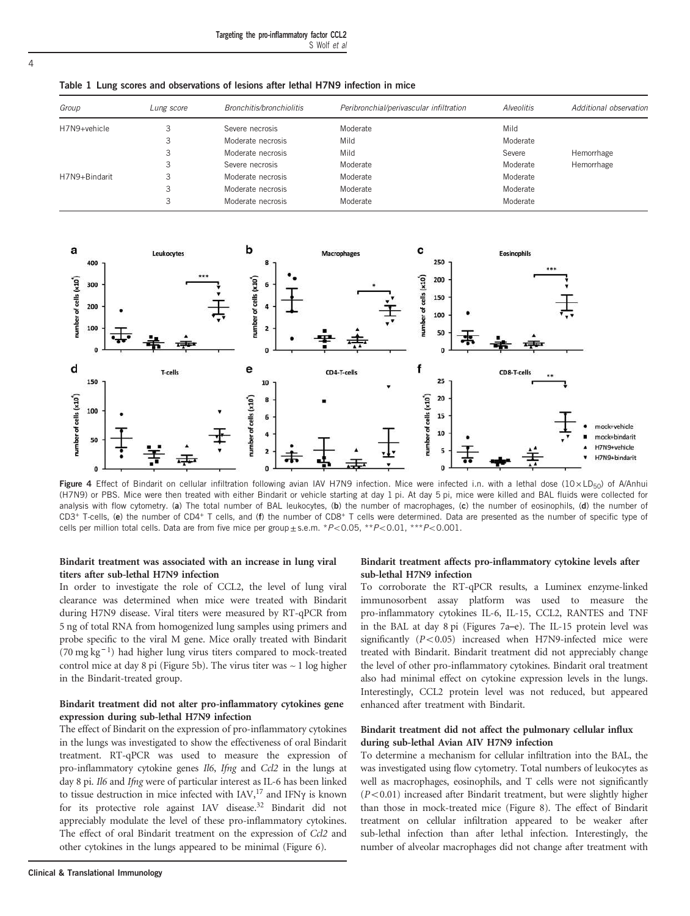**Table 1 Lung scores and observations of lesions after lethal H7N9 infection in mice**

| Group | Lung score | Bronchitis/bronchiolitis | Peribronchial/perivascular infiltration | Alveolitis | Additional observation |
|---|---|---|---|---|---|
| H7N9+vehicle | 3 | Severe necrosis | Moderate | Mild | |
| | 3 | Moderate necrosis | Mild | Moderate | |
| | 3 | Moderate necrosis | Mild | Severe | Hemorrhage |
| | 3 | Severe necrosis | Moderate | Moderate | Hemorrhage |
| H7N9+Bindarit | 3 | Moderate necrosis | Moderate | Moderate | |
| | 3 | Moderate necrosis | Moderate | Moderate | |
| | 3 | Moderate necrosis | Moderate | Moderate | |

**Figure 4** Effect of Bindarit on cellular infiltration following avian IAV H7N9 infection. Mice were infected i.n. with a lethal dose ($10\times LD_{50}$) of A/Anhui (H7N9) or PBS. Mice were then treated with either Bindarit or vehicle starting at day 1 pi. At day 5 pi, mice were killed and BAL fluids were collected for analysis with flow cytometry. (**a**) The total number of BAL leukocytes, (**b**) the number of macrophages, (**c**) the number of eosinophils, (**d**) the number of $CD3^+$ T-cells, (**e**) the number of $CD4^+$ T cells, and (**f**) the number of $CD8^+$ T cells were determined. Data are presented as the number of specific type of cells per million total cells. Data are from five mice per group ± s.e.m. $*P<0.05$, $**P<0.01$, $***P<0.001$.

### Bindarit treatment was associated with an increase in lung viral titers after sub-lethal H7N9 infection

In order to investigate the role of CCL2, the level of lung viral clearance was determined when mice were treated with Bindarit during H7N9 disease. Viral titers were measured by RT-qPCR from 5 ng of total RNA from homogenized lung samples using primers and probe specific to the viral M gene. Mice orally treated with Bindarit ($70\ mg\ kg^{-1}$) had higher lung virus titers compared to mock-treated control mice at day 8 pi (Figure 5b). The virus titer was ~1 log higher in the Bindarit-treated group.

### Bindarit treatment did not alter pro-inflammatory cytokines gene expression during sub-lethal H7N9 infection

The effect of Bindarit on the expression of pro-inflammatory cytokines in the lungs was investigated to show the effectiveness of oral Bindarit treatment. RT-qPCR was used to measure the expression of pro-inflammatory cytokine genes *Il6*, *Ifng* and *Ccl2* in the lungs at day 8 pi. *Il6* and *Ifng* were of particular interest as IL-6 has been linked to tissue destruction in mice infected with IAV,[17] and IFNγ is known for its protective role against IAV disease.[32] Bindarit did not appreciably modulate the level of these pro-inflammatory cytokines. The effect of oral Bindarit treatment on the expression of *Ccl2* and other cytokines in the lungs appeared to be minimal (Figure 6).

### Bindarit treatment affects pro-inflammatory cytokine levels after sub-lethal H7N9 infection

To corroborate the RT-qPCR results, a Luminex enzyme-linked immunosorbent assay platform was used to measure the pro-inflammatory cytokines IL-6, IL-15, CCL2, RANTES and TNF in the BAL at day 8 pi (Figures 7a–e). The IL-15 protein level was significantly ($P<0.05$) increased when H7N9-infected mice were treated with Bindarit. Bindarit treatment did not appreciably change the level of other pro-inflammatory cytokines. Bindarit oral treatment also had minimal effect on cytokine expression levels in the lungs. Interestingly, CCL2 protein level was not reduced, but appeared enhanced after treatment with Bindarit.

### Bindarit treatment did not affect the pulmonary cellular influx during sub-lethal Avian AIV H7N9 infection

To determine a mechanism for cellular infiltration into the BAL, the was investigated using flow cytometry. Total numbers of leukocytes as well as macrophages, eosinophils, and T cells were not significantly ($P<0.01$) increased after Bindarit treatment, but were slightly higher than those in mock-treated mice (Figure 8). The effect of Bindarit treatment on cellular infiltration appeared to be weaker after sub-lethal infection than after lethal infection. Interestingly, the number of alveolar macrophages did not change after treatment with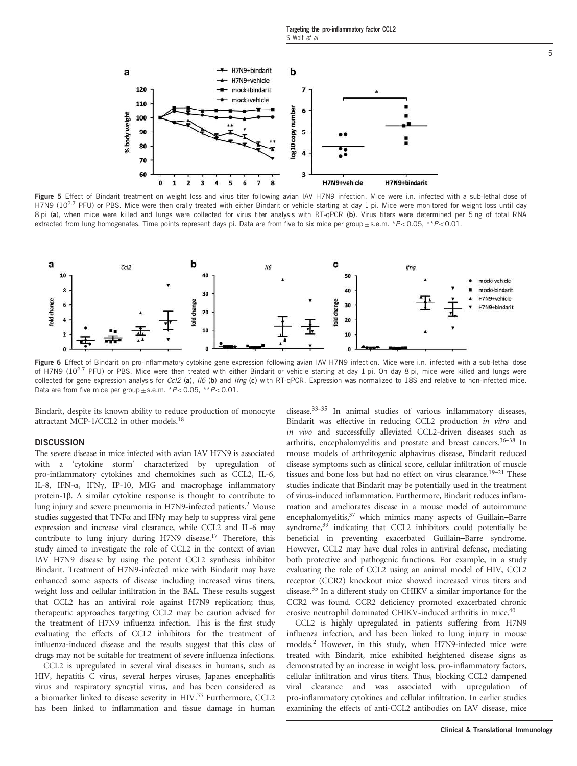Figure 5 Effect of Bindarit treatment on weight loss and virus titer following avian IAV H7N9 infection. Mice were i.n. infected with a sub-lethal dose of H7N9 ($10^{2.7}$ PFU) or PBS. Mice were then orally treated with either Bindarit or vehicle starting at day 1 pi. Mice were monitored for weight loss until day 8 pi (**a**), when mice were killed and lungs were collected for virus titer analysis with RT-qPCR (**b**). Virus titers were determined per 5 ng of total RNA extracted from lung homogenates. Time points represent days pi. Data are from five to six mice per group ± s.e.m. *$P<0.05$, **$P<0.01$.

Figure 6 Effect of Bindarit on pro-inflammatory cytokine gene expression following avian IAV H7N9 infection. Mice were i.n. infected with a sub-lethal dose of H7N9 ($10^{2.7}$ PFU) or PBS. Mice were then treated with either Bindarit or vehicle starting at day 1 pi. On day 8 pi, mice were killed and lungs were collected for gene expression analysis for *Ccl2* (**a**), *Il6* (**b**) and *Ifng* (**c**) with RT-qPCR. Expression was normalized to 18S and relative to non-infected mice. Data are from five mice per group ± s.e.m. *$P<0.05$, **$P<0.01$.

Bindarit, despite its known ability to reduce production of monocyte attractant MCP-1/CCL2 in other models.[18]

## DISCUSSION

The severe disease in mice infected with avian IAV H7N9 is associated with a 'cytokine storm' characterized by upregulation of pro-inflammatory cytokines and chemokines such as CCL2, IL-6, IL-8, IFN-α, IFNγ, IP-10, MIG and macrophage inflammatory protein-1β. A similar cytokine response is thought to contribute to lung injury and severe pneumonia in H7N9-infected patients.[2] Mouse studies suggested that TNFα and IFNγ may help to suppress viral gene expression and increase viral clearance, while CCL2 and IL-6 may contribute to lung injury during H7N9 disease.[17] Therefore, this study aimed to investigate the role of CCL2 in the context of avian IAV H7N9 disease by using the potent CCL2 synthesis inhibitor Bindarit. Treatment of H7N9-infected mice with Bindarit may have enhanced some aspects of disease including increased virus titers, weight loss and cellular infiltration in the BAL. These results suggest that CCL2 has an antiviral role against H7N9 replication; thus, therapeutic approaches targeting CCL2 may be caution advised for the treatment of H7N9 influenza infection. This is the first study evaluating the effects of CCL2 inhibitors for the treatment of influenza-induced disease and the results suggest that this class of drugs may not be suitable for treatment of severe influenza infections.

CCL2 is upregulated in several viral diseases in humans, such as HIV, hepatitis C virus, several herpes viruses, Japanes encephalitis virus and respiratory syncytial virus, and has been considered as a biomarker linked to disease severity in HIV.[33] Furthermore, CCL2 has been linked to inflammation and tissue damage in human disease.[33–35] In animal studies of various inflammatory diseases, Bindarit was effective in reducing CCL2 production *in vitro* and *in vivo* and successfully alleviated CCL2-driven diseases such as arthritis, encephalomyelitis and prostate and breast cancers.[36–38] In mouse models of arthritogenic alphavirus disease, Bindarit reduced disease symptoms such as clinical score, cellular infiltration of muscle tissues and bone loss but had no effect on virus clearance.[19–21] These studies indicate that Bindarit may be potentially used in the treatment of virus-induced inflammation. Furthermore, Bindarit reduces inflammation and ameliorates disease in a mouse model of autoimmune encephalomyelitis,[37] which mimics many aspects of Guillain–Barre syndrome,[39] indicating that CCL2 inhibitors could potentially be beneficial in preventing exacerbated Guillain–Barre syndrome. However, CCL2 may have dual roles in antiviral defense, mediating both protective and pathogenic functions. For example, in a study evaluating the role of CCL2 using an animal model of HIV, CCL2 receptor (CCR2) knockout mice showed increased virus titers and disease.[35] In a different study on CHIKV a similar importance for the CCR2 was found. CCR2 deficiency promoted exacerbated chronic erosive neutrophil dominated CHIKV-induced arthritis in mice.[40]

CCL2 is highly upregulated in patients suffering from H7N9 influenza infection, and has been linked to lung injury in mouse models.[2] However, in this study, when H7N9-infected mice were treated with Bindarit, mice exhibited heightened disease signs as demonstrated by an increase in weight loss, pro-inflammatory factors, cellular infiltration and virus titers. Thus, blocking CCL2 dampened viral clearance and was associated with upregulation of pro-inflammatory cytokines and cellular infiltration. In earlier studies examining the effects of anti-CCL2 antibodies on IAV disease, mice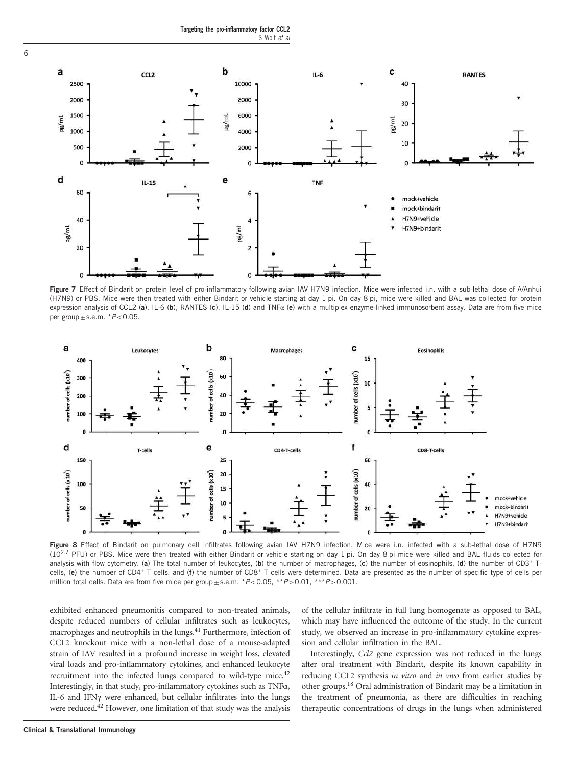Figure 7 Effect of Bindarit on protein level of pro-inflammatory following avian H7N9 infection. Mice were infected i.n. with a sub-lethal dose of A/Anhui (H7N9) or PBS. Mice were then treated with either Bindarit or vehicle starting at day 1 pi. On day 8 pi, mice were killed and BAL was collected for protein expression analysis of CCL2 (**a**), IL-6 (**b**), RANTES (**c**), IL-15 (**d**) and TNFα (**e**) with a multiplex enzyme-linked immunosorbent assay. Data are from five mice per group ± s.e.m. *$P<0.05$.

Figure 8 Effect of Bindarit on pulmonary cell infiltrates following avian IAV H7N9 infection. Mice were i.n. infected with a sub-lethal dose of H7N9 ($10^{2.7}$ PFU) or PBS. Mice were then treated with either Bindarit or vehicle starting on day 1 pi. On day 8 pi mice were killed and BAL fluids collected for analysis with flow cytometry. (**a**) The total number of leukocytes, (**b**) the number of macrophages, (**c**) the number of eosinophils, (**d**) the number of CD3$^+$ T-cells, (**e**) the number of CD4$^+$ T cells, and (**f**) the number of CD8$^+$ T cells were determined. Data are presented as the number of specific type of cells per million total cells. Data are from five mice per group ± s.e.m. *$P<0.05$, **$P>0.01$, ***$P>0.001$.

exhibited enhanced pneumonitis compared to non-treated animals, despite reduced numbers of cellular infiltrates such as leukocytes, macrophages and neutrophils in the lungs.[41] Furthermore, infection of CCL2 knockout mice with a non-lethal dose of a mouse-adapted strain of IAV resulted in a profound increase in weight loss, elevated viral loads and pro-inflammatory cytokines, and enhanced leukocyte recruitment into the infected lungs compared to wild-type mice.[42] Interestingly, in that study, pro-inflammatory cytokines such as TNFα, IL-6 and IFNγ were enhanced, but cellular infiltrates into the lungs were reduced.[42] However, one limitation of that study was the analysis of the cellular infiltrate in full lung homogenate as opposed to BAL, which may have influenced the outcome of the study. In the current study, we observed an increase in pro-inflammatory cytokine expression and cellular infiltration in the BAL.

Interestingly, *Ccl2* gene expression was not reduced in the lungs after oral treatment with Bindarit, despite its known capability in reducing CCL2 synthesis *in vitro* and *in vivo* from earlier studies by other groups.[18] Oral administration of Bindarit may be a limitation in the treatment of pneumonia, as there are difficulties in reaching therapeutic concentrations of drugs in the lungs when administered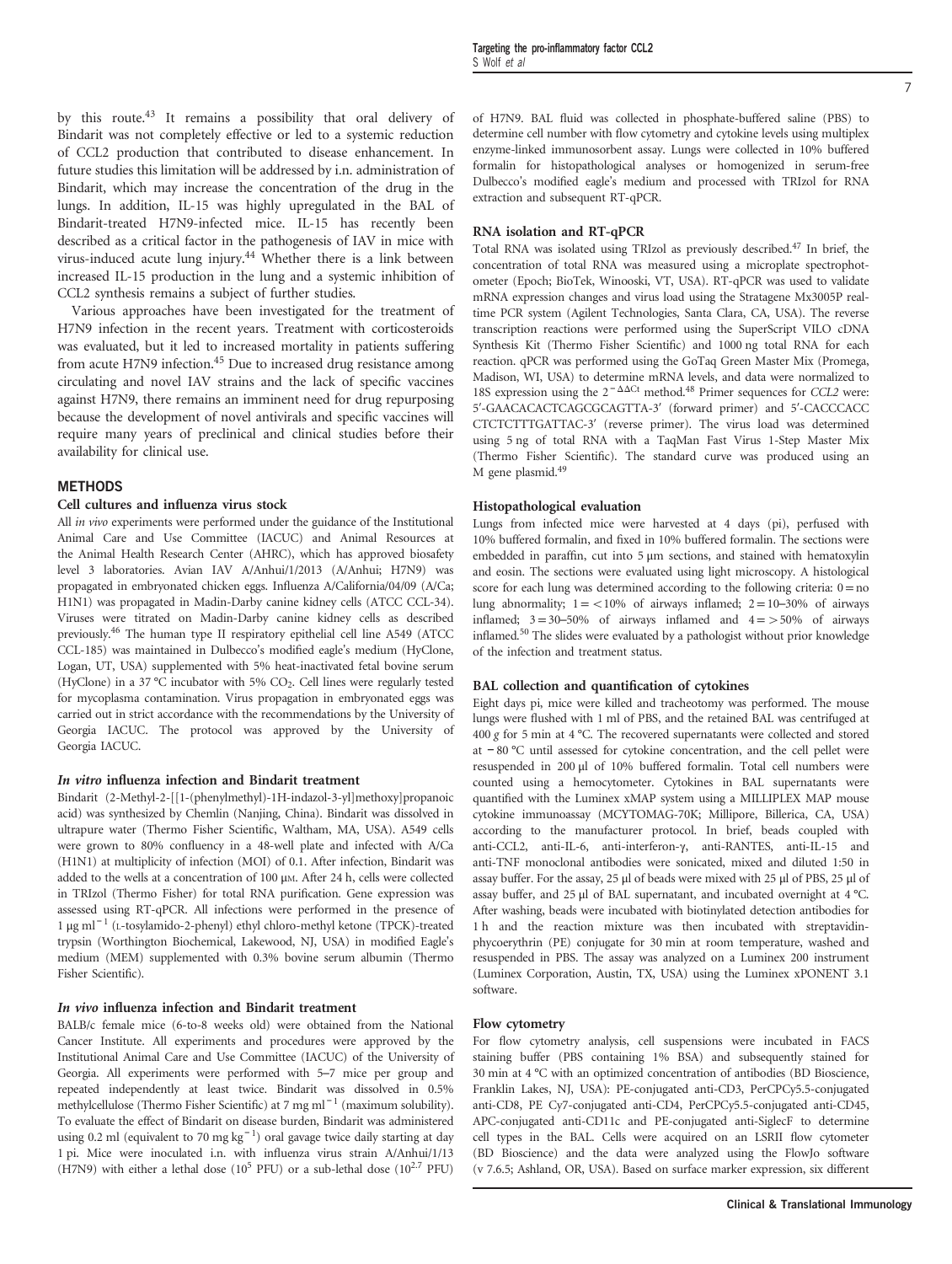by this route.[43] It remains a possibility that oral delivery of Bindarit was not completely effective or led to a systemic reduction of CCL2 production that contributed to disease enhancement. In future studies this limitation will be addressed by i.n. administration of Bindarit, which may increase the concentration of the drug in the lungs. In addition, IL-15 was highly upregulated in the BAL of Bindarit-treated H7N9-infected mice. IL-15 has recently been described as a critical factor in the pathogenesis of IAV in mice with virus-induced acute lung injury.[44] Whether there is a link between increased IL-15 production in the lung and a systemic inhibition of CCL2 synthesis remains a subject of further studies.

Various approaches have been investigated for the treatment of H7N9 infection in the recent years. Treatment with corticosteroids was evaluated, but it led to increased mortality in patients suffering from acute H7N9 infection.[45] Due to increased drug resistance among circulating and novel IAV strains and the lack of specific vaccines against H7N9, there remains an imminent need for drug repurposing because the development of novel antivirals and specific vaccines will require many years of preclinical and clinical studies before their availability for clinical use.

## METHODS

### Cell cultures and influenza virus stock

All *in vivo* experiments were performed under the guidance of the Institutional Animal Care and Use Committee (IACUC) and Animal Resources at the Animal Health Research Center (AHRC), which has approved biosafety level 3 laboratories. Avian IAV A/Anhui/1/2013 (A/Anhui; H7N9) was propagated in embryonated chicken eggs. Influenza A/California/04/09 (A/Ca; H1N1) was propagated in Madin-Darby canine kidney cells (ATCC CCL-34). Viruses were titrated on Madin-Darby canine kidney cells as described previously.[46] The human type II respiratory epithelial cell line A549 (ATCC CCL-185) was maintained in Dulbecco's modified eagle's medium (HyClone, Logan, UT, USA) supplemented with 5% heat-inactivated fetal bovine serum (HyClone) in a 37 °C incubator with 5% $CO_2$. Cell lines were regularly tested for mycoplasma contamination. Virus propagation in embryonated eggs was carried out in strict accordance with the recommendations by the University of Georgia IACUC. The protocol was approved by the University of Georgia IACUC.

### *In vitro* influenza infection and Bindarit treatment

Bindarit (2-Methyl-2-[[1-(phenylmethyl)-1H-indazol-3-yl]methoxy]propanoic acid) was synthesized by Chemlin (Nanjing, China). Bindarit was dissolved in ultrapure water (Thermo Fisher Scientific, Waltham, MA, USA). A549 cells were grown to 80% confluency in a 48-well plate and infected with A/Ca (H1N1) at multiplicity of infection (MOI) of 0.1. After infection, Bindarit was added to the wells at a concentration of 100 μM. After 24 h, cells were collected in TRIzol (Thermo Fisher) for total RNA purification. Gene expression was assessed using RT-qPCR. All infections were performed in the presence of 1 μg $ml^{-1}$ (L-tosylamido-2-phenyl) ethyl chloro-methyl ketone (TPCK)-treated trypsin (Worthington Biochemical, Lakewood, NJ, USA) in modified Eagle's medium (MEM) supplemented with 0.3% bovine serum albumin (Thermo Fisher Scientific).

### *In vivo* influenza infection and Bindarit treatment

BALB/c female mice (6-to-8 weeks old) were obtained from the National Cancer Institute. All experiments and procedures were approved by the Institutional Animal Care and Use Committee (IACUC) of the University of Georgia. All experiments were performed with 5–7 mice per group and repeated independently at least twice. Bindarit was dissolved in 0.5% methylcellulose (Thermo Fisher Scientific) at 7 mg $ml^{-1}$ (maximum solubility). To evaluate the effect of Bindarit on disease burden, Bindarit was administered using 0.2 ml (equivalent to 70 mg $kg^{-1}$) oral gavage twice daily starting at day 1 pi. Mice were inoculated i.n. with influenza virus strain A/Anhui/1/13 (H7N9) with either a lethal dose ($10^5$ PFU) or a sub-lethal dose ($10^{2.7}$ PFU) of H7N9. BAL fluid was collected in phosphate-buffered saline (PBS) to determine cell number with flow cytometry and cytokine levels using multiplex enzyme-linked immunosorbent assay. Lungs were collected in 10% buffered formalin for histopathological analyses or homogenized in serum-free Dulbecco's modified eagle's medium and processed with TRIzol for RNA extraction and subsequent RT-qPCR.

### RNA isolation and RT-qPCR

Total RNA was isolated using TRIzol as previously described.[47] In brief, the concentration of total RNA was measured using a microplate spectrophotometer (Epoch; BioTek, Winooski, VT, USA). RT-qPCR was used to validate mRNA expression changes and virus load using the Stratagene Mx3005P real-time PCR system (Agilent Technologies, Santa Clara, CA, USA). The reverse transcription reactions were performed using the SuperScript VILO cDNA Synthesis Kit (Thermo Fisher Scientific) and 1000 ng total RNA for each reaction. qPCR was performed using the GoTaq Green Master Mix (Promega, Madison, WI, USA) to determine mRNA levels, and data were normalized to 18S expression using the $2^{-\Delta\Delta Ct}$ method.[48] Primer sequences for *CCL2* were: 5′-GAACACACTCAGCGCAGTTA-3′ (forward primer) and 5′-CACCCACC CTCTCTTTGATTAC-3′ (reverse primer). The virus load was determined using 5 ng of total RNA with a TaqMan Fast Virus 1-Step Master Mix (Thermo Fisher Scientific). The standard curve was produced using an M gene plasmid.[49]

### Histopathological evaluation

Lungs from infected mice were harvested at 4 days (pi), perfused with 10% buffered formalin, and fixed in 10% buffered formalin. The sections were embedded in paraffin, cut into 5 μm sections, and stained with hematoxylin and eosin. The sections were evaluated using light microscopy. A histological score for each lung was determined according to the following criteria: 0 = no lung abnormality; 1 = <10% of airways inflamed; 2 = 10–30% of airways inflamed; 3 = 30–50% of airways inflamed and 4 = >50% of airways inflamed.[50] The slides were evaluated by a pathologist without prior knowledge of the infection and treatment status.

### BAL collection and quantification of cytokines

Eight days pi, mice were killed and tracheotomy was performed. The mouse lungs were flushed with 1 ml of PBS, and the retained BAL was centrifuged at 400 *g* for 5 min at 4 °C. The recovered supernatants were collected and stored at −80 °C until assessed for cytokine concentration, and the cell pellet were resuspended in 200 μl of 10% buffered formalin. Total cell numbers were counted using a hemocytometer. Cytokines in BAL supernatants were quantified with the Luminex xMAP system using a MILLIPLEX MAP mouse cytokine immunoassay (MCYTOMAG-70K; Millipore, Billerica, CA, USA) according to the manufacturer protocol. In brief, beads coupled with anti-CCL2, anti-IL-6, anti-interferon-γ, anti-RANTES, anti-IL-15 and anti-TNF monoclonal antibodies were sonicated, mixed and diluted 1:50 in assay buffer. For the assay, 25 μl of beads were mixed with 25 μl of PBS, 25 μl of assay buffer, and 25 μl of BAL supernatant, and incubated overnight at 4 °C. After washing, beads were incubated with biotinylated detection antibodies for 1 h and the reaction mixture was then incubated with streptavidin-phycoerythrin (PE) conjugate for 30 min at room temperature, washed and resuspended in PBS. The assay was analyzed on a Luminex 200 instrument (Luminex Corporation, Austin, TX, USA) using the Luminex xPONENT 3.1 software.

### Flow cytometry

For flow cytometry analysis, cell suspensions were incubated in FACS staining buffer (PBS containing 1% BSA) and subsequently stained for 30 min at 4 °C with an optimized concentration of antibodies (BD Bioscience, Franklin Lakes, NJ, USA): PE-conjugated anti-CD3, PerCPCy5.5-conjugated anti-CD8, PE Cy7-conjugated anti-CD4, PerCPCy5.5-conjugated anti-CD45, APC-conjugated anti-CD11c and PE-conjugated anti-SiglecF to determine cell types in the BAL. Cells were acquired on an LSRII flow cytometer (BD Bioscience) and the data were analyzed using the FlowJo software (v 7.6.5; Ashland, OR, USA). Based on surface marker expression, six different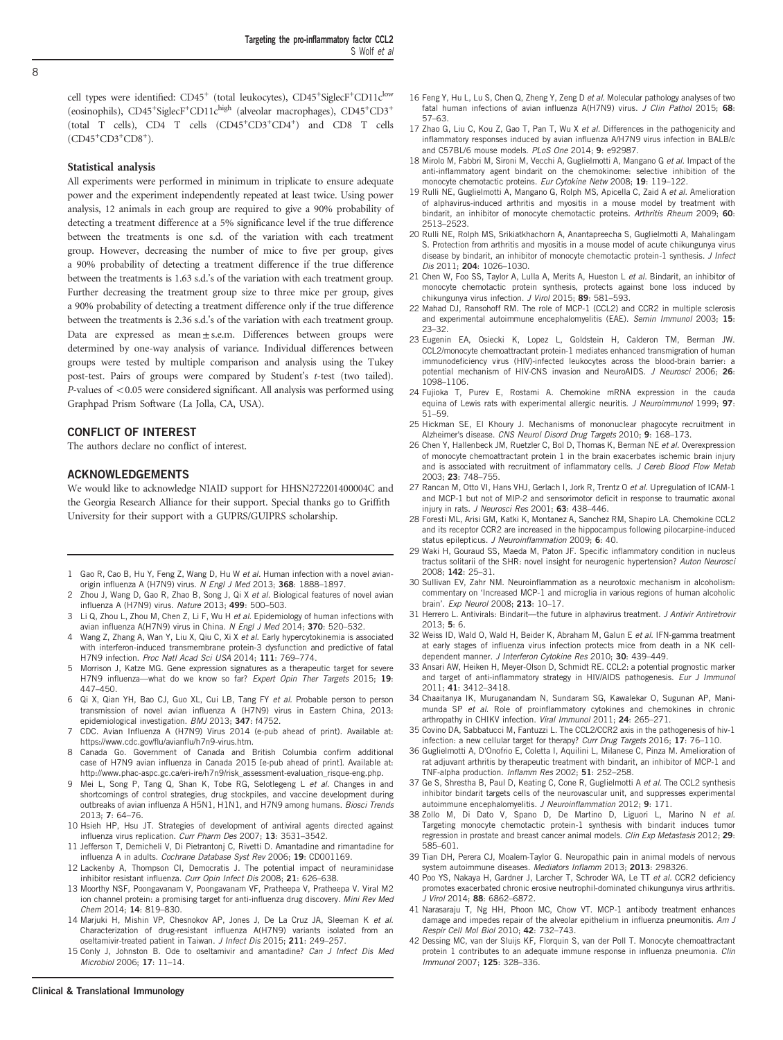cell types were identified: $CD45^+$ (total leukocytes), $CD45^+SiglecF^+CD11c^{low}$ (eosinophils), $CD45^+SiglecF^+CD11c^{high}$ (alveolar macrophages), $CD45^+CD3^+$ (total T cells), CD4 T cells ($CD45^+CD3^+CD4^+$) and CD8 T cells ($CD45^+CD3^+CD8^+$).

### Statistical analysis

All experiments were performed in minimum in triplicate to ensure adequate power and the experiment independently repeated at least twice. Using power analysis, 12 animals in each group are required to give a 90% probability of detecting a treatment difference at a 5% significance level if the true difference between the treatments is one s.d. of the variation with each treatment group. However, decreasing the number of mice to five per group, gives a 90% probability of detecting a treatment difference if the true difference between the treatments is 1.63 s.d.'s of the variation with each treatment group. Further decreasing the treatment group size to three mice per group, gives a 90% probability of detecting a treatment difference only if the true difference between the treatments is 2.36 s.d.'s of the variation with each treatment group. Data are expressed as mean ± s.e.m. Differences between groups were determined by one-way analysis of variance. Individual differences between groups were tested by multiple comparison and analysis using the Tukey post-test. Pairs of groups were compared by Student's *t*-test (two tailed). *P*-values of $<0.05$ were considered significant. All analysis was performed using Graphpad Prism Software (La Jolla, CA, USA).

## CONFLICT OF INTEREST

The authors declare no conflict of interest.

## ACKNOWLEDGEMENTS

We would like to acknowledge NIAID support for HHSN272201400004C and the Georgia Research Alliance for their support. Special thanks go to Griffith University for their support with a GUPRS/GUIPRS scholarship.

---

1 Gao R, Cao B, Hu Y, Feng Z, Wang D, Hu W *et al*. Human infection with a novel avian-origin influenza A (H7N9) virus. *N Engl J Med* 2013; **368**: 1888–1897.
2 Zhou J, Wang D, Gao R, Zhao B, Song J, Qi X *et al*. Biological features of novel avian influenza A (H7N9) virus. *Nature* 2013; **499**: 500–503.
3 Li Q, Zhou L, Zhou M, Chen Z, Li F, Wu H *et al*. Epidemiology of human infections with avian influenza A(H7N9) virus in China. *N Engl J Med* 2014; **370**: 520–532.
4 Wang Z, Zhang A, Wan Y, Liu X, Qiu C, Xi X *et al*. Early hypercytokinemia is associated with interferon-induced transmembrane protein-3 dysfunction and predictive of fatal H7N9 infection. *Proc Natl Acad Sci USA* 2014; **111**: 769–774.
5 Morrison J, Katze MG. Gene expression signatures as a therapeutic target for severe H7N9 influenza—what do we know so far? *Expert Opin Ther Targets* 2015; **19**: 447–450.
6 Qi X, Qian YH, Bao CJ, Guo XL, Cui LB, Tang FY *et al*. Probable person to person transmission of novel avian influenza A (H7N9) virus in Eastern China, 2013: epidemiological investigation. *BMJ* 2013; **347**: f4752.
7 CDC. Avian Influenza A (H7N9) Virus 2014 (e-pub ahead of print). Available at: https://www.cdc.gov/flu/avianflu/h7n9-virus.htm.
8 Canada Go. Government of Canada and British Columbia confirm additional case of H7N9 avian influenza in Canada 2015 [e-pub ahead of print]. Available at: http://www.phac-aspc.gc.ca/eri-ire/h7n9/risk_assessment-evaluation_risque-eng.php.
9 Mei L, Song P, Tang Q, Shan K, Tobe RG, Selotlegeng L *et al*. Changes in and shortcomings of control strategies, drug stockpiles, and vaccine development during outbreaks of avian influenza A H5N1, H1N1, and H7N9 among humans. *Biosci Trends* 2013; **7**: 64–76.
10 Hsieh HP, Hsu JT. Strategies of development of antiviral agents directed against influenza virus replication. *Curr Pharm Des* 2007; **13**: 3531–3542.
11 Jefferson T, Demicheli V, Di Pietrantonj C, Rivetti D. Amantadine and rimantadine for influenza A in adults. *Cochrane Database Syst Rev* 2006; **19**: CD001169.
12 Lackenby A, Thompson CI, Democratis J. The potential impact of neuraminidase inhibitor resistant influenza. *Curr Opin Infect Dis* 2008; **21**: 626–638.
13 Moorthy NSF, Poongavanam V, Poongavanam VF, Pratheepa V, Pratheepa V. Viral M2 ion channel protein: a promising target for anti-influenza drug discovery. *Mini Rev Med Chem* 2014; **14**: 819–830.
14 Marjuki H, Mishin VP, Chesnokov AP, Jones J, De La Cruz JA, Sleeman K *et al*. Characterization of drug-resistant influenza A(H7N9) variants isolated from an oseltamivir-treated patient in Taiwan. *J Infect Dis* 2015; **211**: 249–257.
15 Conly J, Johnston B. Ode to oseltamivir and amantadine? *Can J Infect Dis Med Microbiol* 2006; **17**: 11–14.
16 Feng Y, Hu L, Lu S, Chen Q, Zheng Y, Zeng D *et al*. Molecular pathology analyses of two fatal human infections of avian influenza A(H7N9) virus. *J Clin Pathol* 2015; **68**: 57–63.
17 Zhao G, Liu C, Kou Z, Gao T, Pan T, Wu X *et al*. Differences in the pathogenicity and inflammatory responses induced by avian influenza A/H7N9 virus infection in BALB/c and C57BL/6 mouse models. *PLoS One* 2014; **9**: e92987.
18 Mirolo M, Fabbri M, Sironi M, Vecchi A, Guglielmotti A, Mangano G *et al*. Impact of the anti-inflammatory agent bindarit on the chemokinome: selective inhibition of the monocyte chemotactic proteins. *Eur Cytokine Netw* 2008; **19**: 119–122.
19 Rulli NE, Guglielmotti A, Mangano G, Rolph MS, Apicella C, Zaid A *et al*. Amelioration of alphavirus-induced arthritis and myositis in a mouse model by treatment with bindarit, an inhibitor of monocyte chemotactic proteins. *Arthritis Rheum* 2009; **60**: 2513–2523.
20 Rulli NE, Rolph MS, Srikiatkhachorn A, Anantapreecha S, Guglielmotti A, Mahalingam S. Protection from arthritis and myositis in a mouse model of acute chikungunya virus disease by bindarit, an inhibitor of monocyte chemotactic protein-1 synthesis. *J Infect Dis* 2011; **204**: 1026–1030.
21 Chen W, Foo SS, Taylor A, Lulla A, Merits A, Hueston L *et al*. Bindarit, an inhibitor of monocyte chemotactic protein synthesis, protects against bone loss induced by chikungunya virus infection. *J Virol* 2015; **89**: 581–593.
22 Mahad DJ, Ransohoff RM. The role of MCP-1 (CCL2) and CCR2 in multiple sclerosis and experimental autoimmune encephalomyelitis (EAE). *Semin Immunol* 2003; **15**: 23–32.
23 Eugenin EA, Osiecki K, Lopez L, Goldstein H, Calderon TM, Berman JW. CCL2/monocyte chemoattractant protein-1 mediates enhanced transmigration of human immunodeficiency virus (HIV)-infected leukocytes across the blood-brain barrier: a potential mechanism of HIV-CNS invasion and NeuroAIDS. *J Neurosci* 2006; **26**: 1098–1106.
24 Fujioka T, Purev E, Rostami A. Chemokine mRNA expression in the cauda equina of Lewis rats with experimental allergic neuritis. *J Neuroimmunol* 1999; **97**: 51–59.
25 Hickman SE, El Khoury J. Mechanisms of mononuclear phagocyte recruitment in Alzheimer's disease. *CNS Neurol Disord Drug Targets* 2010; **9**: 168–173.
26 Chen Y, Hallenbeck JM, Ruetzler C, Bol D, Thomas K, Berman NE *et al*. Overexpression of monocyte chemoattractant protein 1 in the brain exacerbates ischemic brain injury and is associated with recruitment of inflammatory cells. *J Cereb Blood Flow Metab* 2003; **23**: 748–755.
27 Rancan M, Otto VI, Hans VHJ, Gerlach I, Jork R, Trentz O *et al*. Upregulation of ICAM-1 and MCP-1 but not of MIP-2 and sensorimotor deficit in response to traumatic axonal injury in rats. *J Neurosci Res* 2001; **63**: 438–446.
28 Foresti ML, Arisi GM, Katki K, Montanez A, Sanchez RM, Shapiro LA. Chemokine CCL2 and its receptor CCR2 are increased in the hippocampus following pilocarpine-induced status epilepticus. *J Neuroinflammation* 2009; **6**: 40.
29 Waki H, Gouraud SS, Maeda M, Paton JF. Specific inflammatory condition in nucleus tractus solitarii of the SHR: novel insight for neurogenic hypertension? *Auton Neurosci* 2008; **142**: 25–31.
30 Sullivan EV, Zahr NM. Neuroinflammation as a neurotoxic mechanism in alcoholism: commentary on 'Increased MCP-1 and microglia in various regions of human alcoholic brain'. *Exp Neurol* 2008; **213**: 10–17.
31 Herrero L. Antivirals: Bindarit—the future in alphavirus treatment. *J Antivir Antiretrovir* 2013; **5**: 6.
32 Weiss ID, Wald O, Wald H, Beider K, Abraham M, Galun E *et al*. IFN-gamma treatment at early stages of influenza virus infection protects mice from death in a NK cell-dependent manner. *J Interferon Cytokine Res* 2010; **30**: 439–449.
33 Ansari AW, Heiken H, Meyer-Olson D, Schmidt RE. CCL2: a potential prognostic marker and target of anti-inflammatory strategy in HIV/AIDS pathogenesis. *Eur J Immunol* 2011; **41**: 3412–3418.
34 Chaaitanya IK, Muruganandam N, Sundaram SG, Kawalekar O, Sugunan AP, Manimunda SP *et al*. Role of proinflammatory cytokines and chemokines in chronic arthropathy in CHIKV infection. *Viral Immunol* 2011; **24**: 265–271.
35 Covino DA, Sabbatucci M, Fantuzzi L. The CCL2/CCR2 axis in the pathogenesis of hiv-1 infection: a new cellular target for therapy? *Curr Drug Targets* 2016; **17**: 76–110.
36 Guglielmotti A, D'Onofrio E, Coletta I, Aquilini L, Milanese C, Pinza M. Amelioration of rat adjuvant arthritis by therapeutic treatment with bindarit, an inhibitor of MCP-1 and TNF-alpha production. *Inflamm Res* 2002; **51**: 252–258.
37 Ge S, Shrestha B, Paul D, Keating C, Cone R, Guglielmotti A *et al*. The CCL2 synthesis inhibitor bindarit targets cells of the neurovascular unit, and suppresses experimental autoimmune encephalomyelitis. *J Neuroinflammation* 2012; **9**: 171.
38 Zollo M, Di Dato V, Spano D, De Martino D, Liguori L, Marino N *et al*. Targeting monocyte chemotactic protein-1 synthesis with bindarit induces tumor regression in prostate and breast cancer animal models. *Clin Exp Metastasis* 2012; **29**: 585–601.
39 Tian DH, Perera CJ, Moalem-Taylor G. Neuropathic pain in animal models of nervous system autoimmune diseases. *Mediators Inflamm* 2013; **2013**: 298326.
40 Poo YS, Nakaya H, Gardner J, Larcher T, Schroder WA, Le TT *et al*. CCR2 deficiency promotes exacerbated chronic erosive neutrophil-dominated chikungunya virus arthritis. *J Virol* 2014; **88**: 6862–6872.
41 Narasaraju T, Ng HH, Phoon MC, Chow VT. MCP-1 antibody treatment enhances damage and impedes repair of the alveolar epithelium in influenza pneumonitis. *Am J Respir Cell Mol Biol* 2010; **42**: 732–743.
42 Dessing MC, van der Sluijs KF, Florquin S, van der Poll T. Monocyte chemoattractant protein 1 contributes to an adequate immune response in influenza pneumonia. *Clin Immunol* 2007; **125**: 328–336.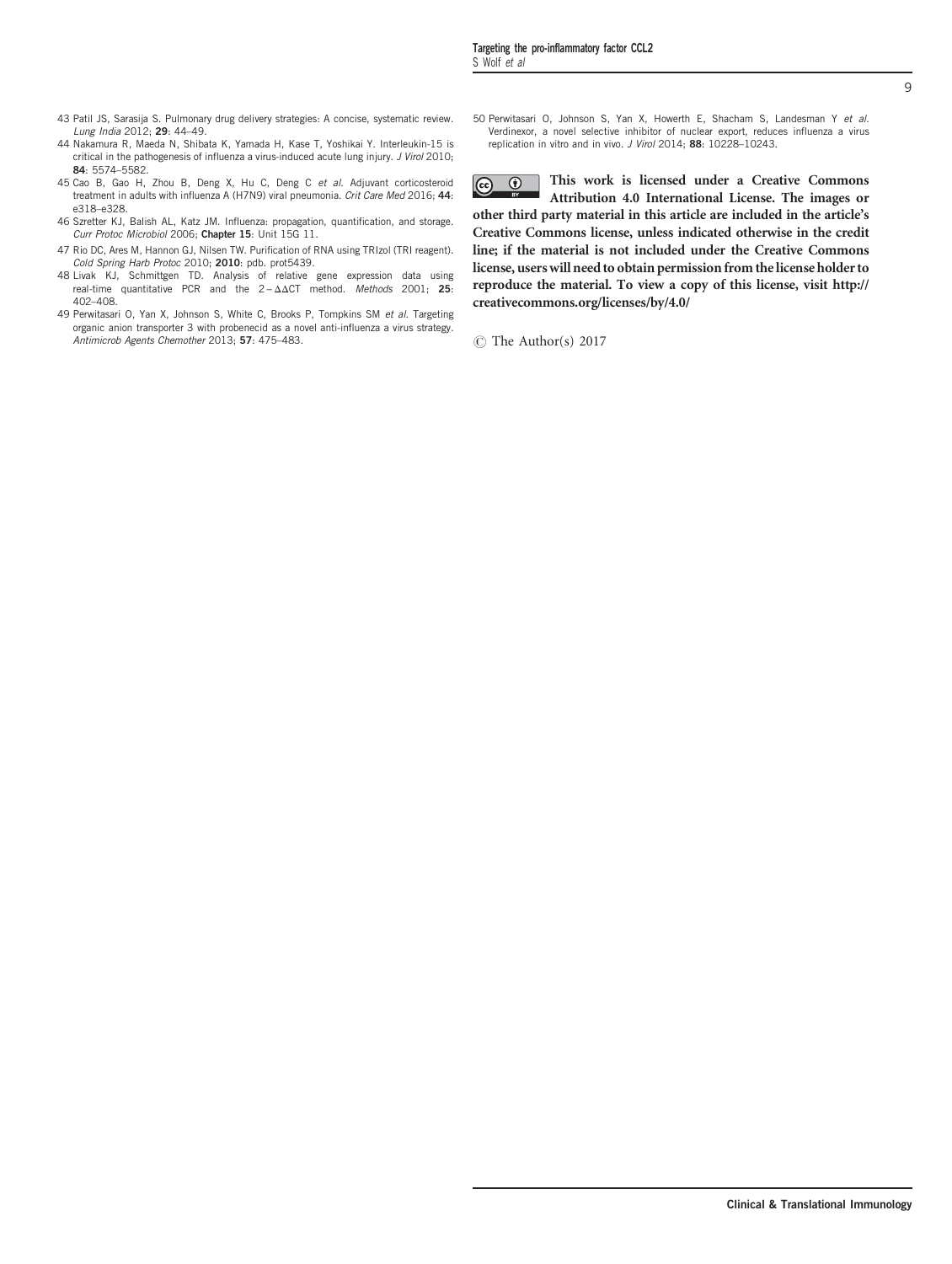43 Patil JS, Sarasija S. Pulmonary drug delivery strategies: A concise, systematic review. *Lung India* 2012; **29**: 44–49.

44 Nakamura R, Maeda N, Shibata K, Yamada H, Kase T, Yoshikai Y. Interleukin-15 is critical in the pathogenesis of influenza a virus-induced acute lung injury. *J Virol* 2010; **84**: 5574–5582.

45 Cao B, Gao H, Zhou B, Deng X, Hu C, Deng C *et al*. Adjuvant corticosteroid treatment in adults with influenza A (H7N9) viral pneumonia. *Crit Care Med* 2016; **44**: e318–e328.

46 Szretter KJ, Balish AL, Katz JM. Influenza: propagation, quantification, and storage. *Curr Protoc Microbiol* 2006; **Chapter 15**: Unit 15G 11.

47 Rio DC, Ares M, Hannon GJ, Nilsen TW. Purification of RNA using TRIzol (TRI reagent). *Cold Spring Harb Protoc* 2010; **2010**: pdb. prot5439.

48 Livak KJ, Schmittgen TD. Analysis of relative gene expression data using real-time quantitative PCR and the $2-\Delta\Delta CT$ method. *Methods* 2001; **25**: 402–408.

49 Perwitasari O, Yan X, Johnson S, White C, Brooks P, Tompkins SM *et al*. Targeting organic anion transporter 3 with probenecid as a novel anti-influenza a virus strategy. *Antimicrob Agents Chemother* 2013; **57**: 475–483.

50 Perwitasari O, Johnson S, Yan X, Howerth E, Shacham S, Landesman Y *et al*. Verdinexor, a novel selective inhibitor of nuclear export, reduces influenza a virus replication in vitro and in vivo. *J Virol* 2014; **88**: 10228–10243.

**This work is licensed under a Creative Commons Attribution 4.0 International License. The images or other third party material in this article are included in the article's Creative Commons license, unless indicated otherwise in the credit line; if the material is not included under the Creative Commons license, users will need to obtain permission from the license holder to reproduce the material. To view a copy of this license, visit http://creativecommons.org/licenses/by/4.0/**

© The Author(s) 2017